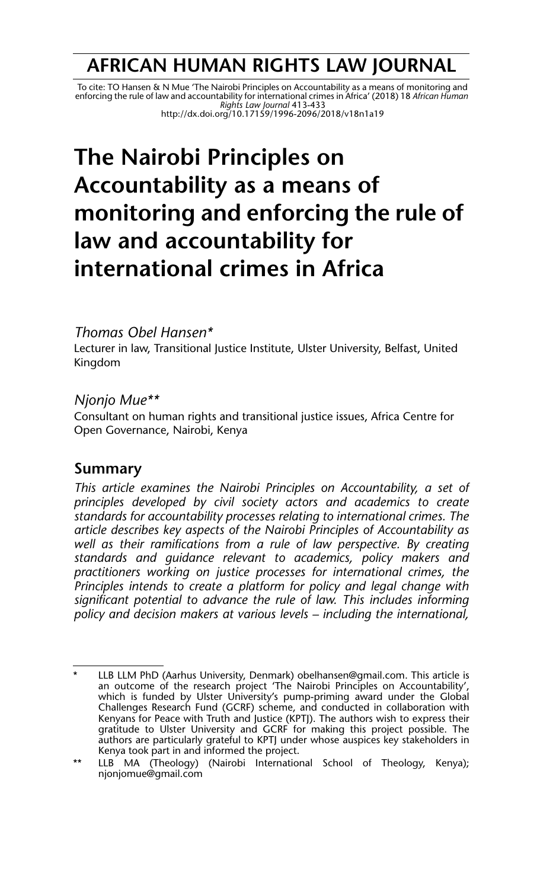# AFRICAN HUMAN RIGHTS LAW JOURNAL

To cite: TO Hansen & N Mue 'The Nairobi Principles on Accountability as a means of monitoring and enforcing the rule of law and accountability for international crimes in Africa' (2018) 18 *African Human Rights Law Journal* 413-433
http://dx.doi.org/10.17159/1996-2096/2018/v18n1a19

# The Nairobi Principles on Accountability as a means of monitoring and enforcing the rule of law and accountability for international crimes in Africa

*Thomas Obel Hansen\**
Lecturer in law, Transitional Justice Institute, Ulster University, Belfast, United Kingdom

*Njonjo Mue\*\**
Consultant on human rights and transitional justice issues, Africa Centre for Open Governance, Nairobi, Kenya

## Summary

*This article examines the Nairobi Principles on Accountability, a set of principles developed by civil society actors and academics to create standards for accountability processes relating to international crimes. The article describes key aspects of the Nairobi Principles of Accountability as well as their ramifications from a rule of law perspective. By creating standards and guidance relevant to academics, policy makers and practitioners working on justice processes for international crimes, the Principles intends to create a platform for policy and legal change with significant potential to advance the rule of law. This includes informing policy and decision makers at various levels – including the international,*

---

\* LLB LLM PhD (Aarhus University, Denmark) obelhansen@gmail.com. This article is an outcome of the research project 'The Nairobi Principles on Accountability', which is funded by Ulster University's pump-priming award under the Global Challenges Research Fund (GCRF) scheme, and conducted in collaboration with Kenyans for Peace with Truth and Justice (KPTJ). The authors wish to express their gratitude to Ulster University and GCRF for making this project possible. The authors are particularly grateful to KPTJ under whose auspices key stakeholders in Kenya took part in and informed the project.

\*\* LLB MA (Theology) (Nairobi International School of Theology, Kenya); njonjomue@gmail.com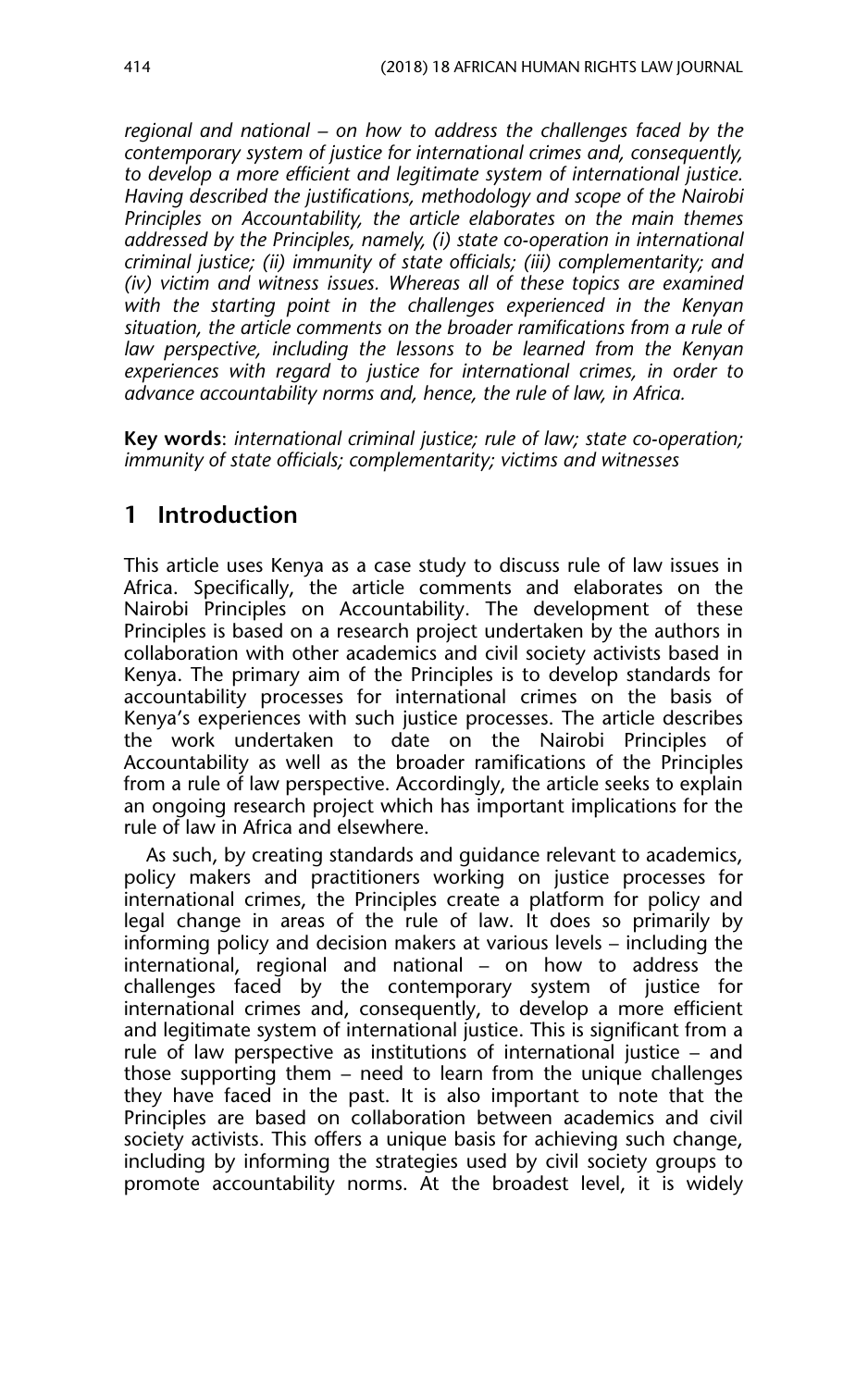*regional and national – on how to address the challenges faced by the contemporary system of justice for international crimes and, consequently, to develop a more efficient and legitimate system of international justice. Having described the justifications, methodology and scope of the Nairobi Principles on Accountability, the article elaborates on the main themes addressed by the Principles, namely, (i) state co-operation in international criminal justice; (ii) immunity of state officials; (iii) complementarity; and (iv) victim and witness issues. Whereas all of these topics are examined with the starting point in the challenges experienced in the Kenyan situation, the article comments on the broader ramifications from a rule of law perspective, including the lessons to be learned from the Kenyan experiences with regard to justice for international crimes, in order to advance accountability norms and, hence, the rule of law, in Africa.*

**Key words**: *international criminal justice; rule of law; state co-operation; immunity of state officials; complementarity; victims and witnesses*

## 1 Introduction

This article uses Kenya as a case study to discuss rule of law issues in Africa. Specifically, the article comments and elaborates on the Nairobi Principles on Accountability. The development of these Principles is based on a research project undertaken by the authors in collaboration with other academics and civil society activists based in Kenya. The primary aim of the Principles is to develop standards for accountability processes for international crimes on the basis of Kenya's experiences with such justice processes. The article describes the work undertaken to date on the Nairobi Principles of Accountability as well as the broader ramifications of the Principles from a rule of law perspective. Accordingly, the article seeks to explain an ongoing research project which has important implications for the rule of law in Africa and elsewhere.

As such, by creating standards and guidance relevant to academics, policy makers and practitioners working on justice processes for international crimes, the Principles create a platform for policy and legal change in areas of the rule of law. It does so primarily by informing policy and decision makers at various levels – including the international, regional and national – on how to address the challenges faced by the contemporary system of justice for international crimes and, consequently, to develop a more efficient and legitimate system of international justice. This is significant from a rule of law perspective as institutions of international justice – and those supporting them – need to learn from the unique challenges they have faced in the past. It is also important to note that the Principles are based on collaboration between academics and civil society activists. This offers a unique basis for achieving such change, including by informing the strategies used by civil society groups to promote accountability norms. At the broadest level, it is widely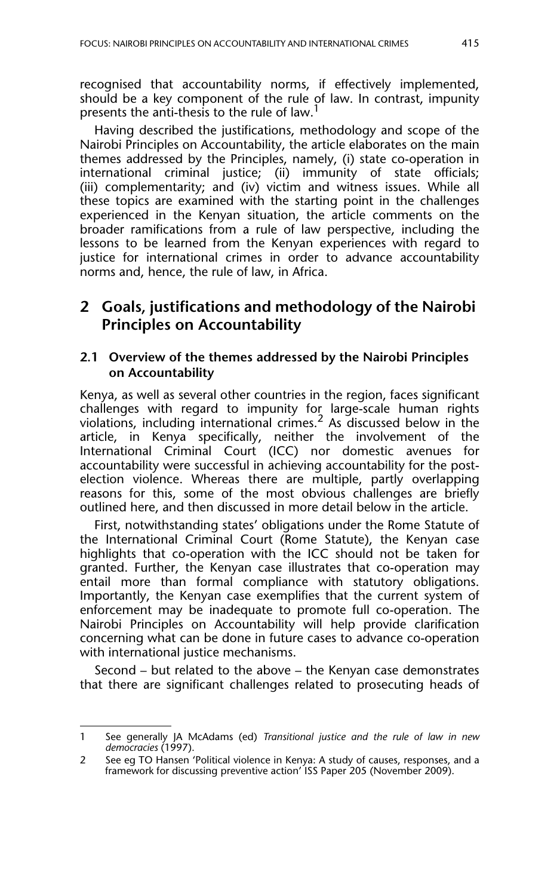recognised that accountability norms, if effectively implemented, should be a key component of the rule of law. In contrast, impunity presents the anti-thesis to the rule of law.[1]

Having described the justifications, methodology and scope of the Nairobi Principles on Accountability, the article elaborates on the main themes addressed by the Principles, namely, (i) state co-operation in international criminal justice; (ii) immunity of state officials; (iii) complementarity; and (iv) victim and witness issues. While all these topics are examined with the starting point in the challenges experienced in the Kenyan situation, the article comments on the broader ramifications from a rule of law perspective, including the lessons to be learned from the Kenyan experiences with regard to justice for international crimes in order to advance accountability norms and, hence, the rule of law, in Africa.

## 2 Goals, justifications and methodology of the Nairobi Principles on Accountability

### 2.1 Overview of the themes addressed by the Nairobi Principles on Accountability

Kenya, as well as several other countries in the region, faces significant challenges with regard to impunity for large-scale human rights violations, including international crimes.[2] As discussed below in the article, in Kenya specifically, neither the involvement of the International Criminal Court (ICC) nor domestic avenues for accountability were successful in achieving accountability for the post-election violence. Whereas there are multiple, partly overlapping reasons for this, some of the most obvious challenges are briefly outlined here, and then discussed in more detail below in the article.

First, notwithstanding states' obligations under the Rome Statute of the International Criminal Court (Rome Statute), the Kenyan case highlights that co-operation with the ICC should not be taken for granted. Further, the Kenyan case illustrates that co-operation may entail more than formal compliance with statutory obligations. Importantly, the Kenyan case exemplifies that the current system of enforcement may be inadequate to promote full co-operation. The Nairobi Principles on Accountability will help provide clarification concerning what can be done in future cases to advance co-operation with international justice mechanisms.

Second – but related to the above – the Kenyan case demonstrates that there are significant challenges related to prosecuting heads of

---

1 See generally JA McAdams (ed) *Transitional justice and the rule of law in new democracies* (1997).

2 See eg TO Hansen 'Political violence in Kenya: A study of causes, responses, and a framework for discussing preventive action' ISS Paper 205 (November 2009).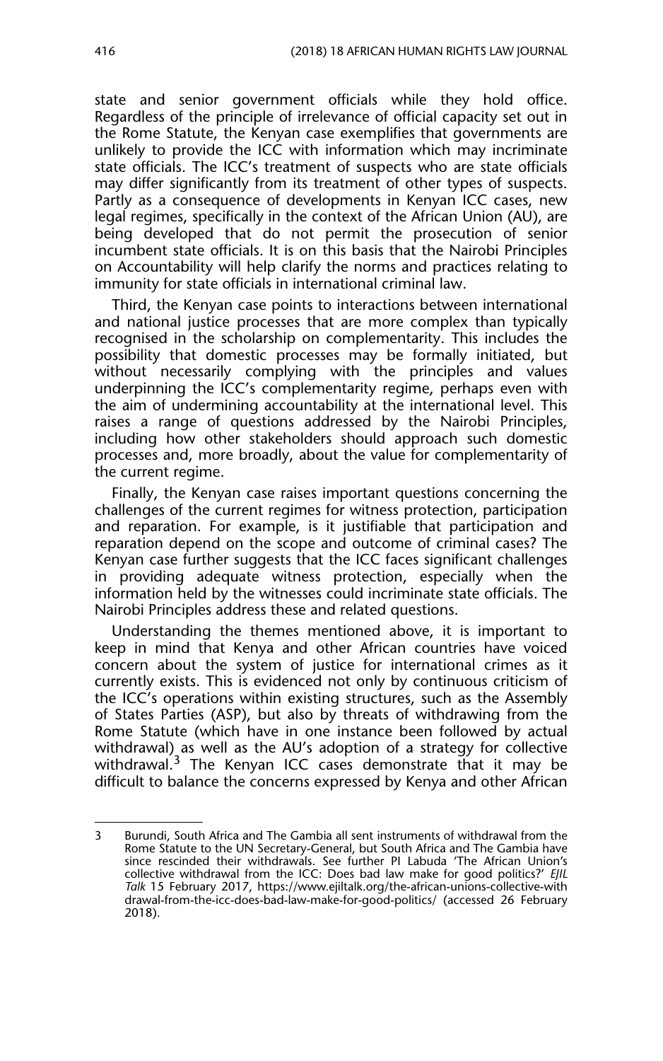state and senior government officials while they hold office. Regardless of the principle of irrelevance of official capacity set out in the Rome Statute, the Kenyan case exemplifies that governments are unlikely to provide the ICC with information which may incriminate state officials. The ICC's treatment of suspects who are state officials may differ significantly from its treatment of other types of suspects. Partly as a consequence of developments in Kenyan ICC cases, new legal regimes, specifically in the context of the African Union (AU), are being developed that do not permit the prosecution of senior incumbent state officials. It is on this basis that the Nairobi Principles on Accountability will help clarify the norms and practices relating to immunity for state officials in international criminal law.

Third, the Kenyan case points to interactions between international and national justice processes that are more complex than typically recognised in the scholarship on complementarity. This includes the possibility that domestic processes may be formally initiated, but without necessarily complying with the principles and values underpinning the ICC's complementarity regime, perhaps even with the aim of undermining accountability at the international level. This raises a range of questions addressed by the Nairobi Principles, including how other stakeholders should approach such domestic processes and, more broadly, about the value for complementarity of the current regime.

Finally, the Kenyan case raises important questions concerning the challenges of the current regimes for witness protection, participation and reparation. For example, is it justifiable that participation and reparation depend on the scope and outcome of criminal cases? The Kenyan case further suggests that the ICC faces significant challenges in providing adequate witness protection, especially when the information held by the witnesses could incriminate state officials. The Nairobi Principles address these and related questions.

Understanding the themes mentioned above, it is important to keep in mind that Kenya and other African countries have voiced concern about the system of justice for international crimes as it currently exists. This is evidenced not only by continuous criticism of the ICC's operations within existing structures, such as the Assembly of States Parties (ASP), but also by threats of withdrawing from the Rome Statute (which have in one instance been followed by actual withdrawal) as well as the AU's adoption of a strategy for collective withdrawal.[3] The Kenyan ICC cases demonstrate that it may be difficult to balance the concerns expressed by Kenya and other African

---

3 Burundi, South Africa and The Gambia all sent instruments of withdrawal from the Rome Statute to the UN Secretary-General, but South Africa and The Gambia have since rescinded their withdrawals. See further PI Labuda 'The African Union's collective withdrawal from the ICC: Does bad law make for good politics?' *EJIL Talk* 15 February 2017, https://www.ejiltalk.org/the-african-unions-collective-withdrawal-from-the-icc-does-bad-law-make-for-good-politics/ (accessed 26 February 2018).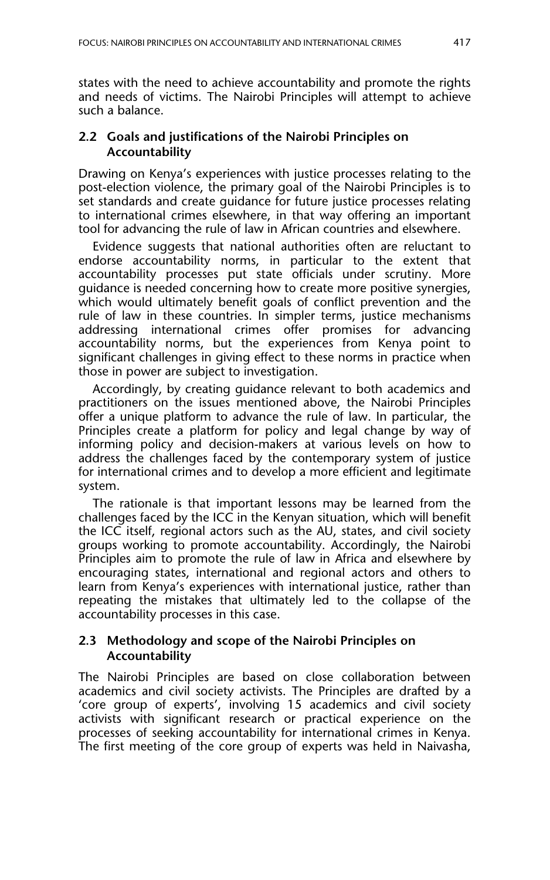states with the need to achieve accountability and promote the rights and needs of victims. The Nairobi Principles will attempt to achieve such a balance.

### 2.2 Goals and justifications of the Nairobi Principles on Accountability

Drawing on Kenya's experiences with justice processes relating to the post-election violence, the primary goal of the Nairobi Principles is to set standards and create guidance for future justice processes relating to international crimes elsewhere, in that way offering an important tool for advancing the rule of law in African countries and elsewhere.

Evidence suggests that national authorities often are reluctant to endorse accountability norms, in particular to the extent that accountability processes put state officials under scrutiny. More guidance is needed concerning how to create more positive synergies, which would ultimately benefit goals of conflict prevention and the rule of law in these countries. In simpler terms, justice mechanisms addressing international crimes offer promises for advancing accountability norms, but the experiences from Kenya point to significant challenges in giving effect to these norms in practice when those in power are subject to investigation.

Accordingly, by creating guidance relevant to both academics and practitioners on the issues mentioned above, the Nairobi Principles offer a unique platform to advance the rule of law. In particular, the Principles create a platform for policy and legal change by way of informing policy and decision-makers at various levels on how to address the challenges faced by the contemporary system of justice for international crimes and to develop a more efficient and legitimate system.

The rationale is that important lessons may be learned from the challenges faced by the ICC in the Kenyan situation, which will benefit the ICC itself, regional actors such as the AU, states, and civil society groups working to promote accountability. Accordingly, the Nairobi Principles aim to promote the rule of law in Africa and elsewhere by encouraging states, international and regional actors and others to learn from Kenya's experiences with international justice, rather than repeating the mistakes that ultimately led to the collapse of the accountability processes in this case.

### 2.3 Methodology and scope of the Nairobi Principles on Accountability

The Nairobi Principles are based on close collaboration between academics and civil society activists. The Principles are drafted by a 'core group of experts', involving 15 academics and civil society activists with significant research or practical experience on the processes of seeking accountability for international crimes in Kenya. The first meeting of the core group of experts was held in Naivasha,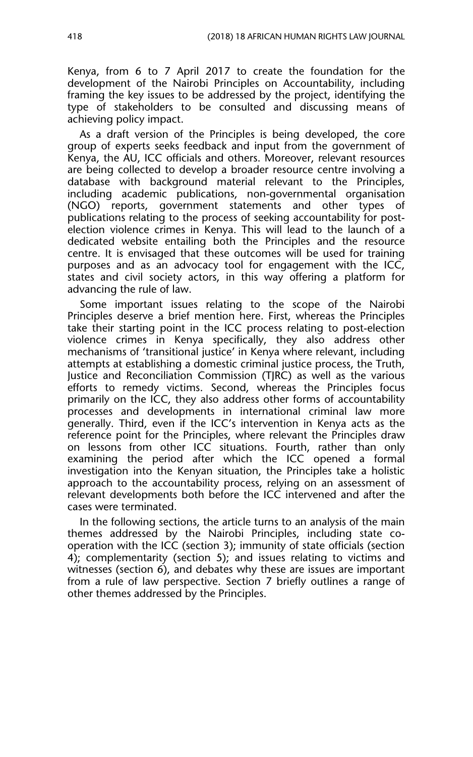Kenya, from 6 to 7 April 2017 to create the foundation for the development of the Nairobi Principles on Accountability, including framing the key issues to be addressed by the project, identifying the type of stakeholders to be consulted and discussing means of achieving policy impact.

As a draft version of the Principles is being developed, the core group of experts seeks feedback and input from the government of Kenya, the AU, ICC officials and others. Moreover, relevant resources are being collected to develop a broader resource centre involving a database with background material relevant to the Principles, including academic publications, non-governmental organisation (NGO) reports, government statements and other types of publications relating to the process of seeking accountability for post-election violence crimes in Kenya. This will lead to the launch of a dedicated website entailing both the Principles and the resource centre. It is envisaged that these outcomes will be used for training purposes and as an advocacy tool for engagement with the ICC, states and civil society actors, in this way offering a platform for advancing the rule of law.

Some important issues relating to the scope of the Nairobi Principles deserve a brief mention here. First, whereas the Principles take their starting point in the ICC process relating to post-election violence crimes in Kenya specifically, they also address other mechanisms of 'transitional justice' in Kenya where relevant, including attempts at establishing a domestic criminal justice process, the Truth, Justice and Reconciliation Commission (TJRC) as well as the various efforts to remedy victims. Second, whereas the Principles focus primarily on the ICC, they also address other forms of accountability processes and developments in international criminal law more generally. Third, even if the ICC's intervention in Kenya acts as the reference point for the Principles, where relevant the Principles draw on lessons from other ICC situations. Fourth, rather than only examining the period after which the ICC opened a formal investigation into the Kenyan situation, the Principles take a holistic approach to the accountability process, relying on an assessment of relevant developments both before the ICC intervened and after the cases were terminated.

In the following sections, the article turns to an analysis of the main themes addressed by the Nairobi Principles, including state co-operation with the ICC (section 3); immunity of state officials (section 4); complementarity (section 5); and issues relating to victims and witnesses (section 6), and debates why these are issues are important from a rule of law perspective. Section 7 briefly outlines a range of other themes addressed by the Principles.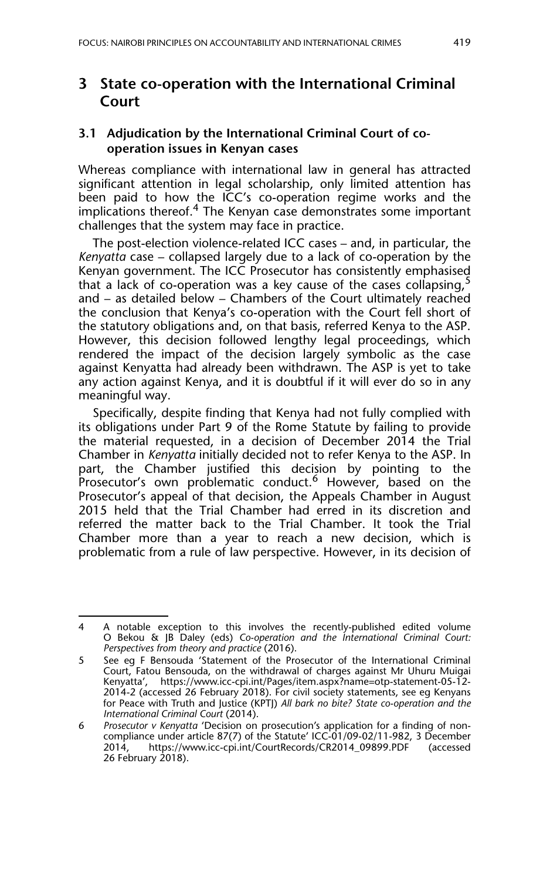## 3 State co-operation with the International Criminal Court

### 3.1 Adjudication by the International Criminal Court of co-operation issues in Kenyan cases

Whereas compliance with international law in general has attracted significant attention in legal scholarship, only limited attention has been paid to how the ICC's co-operation regime works and the implications thereof.[4] The Kenyan case demonstrates some important challenges that the system may face in practice.

The post-election violence-related ICC cases – and, in particular, the *Kenyatta* case – collapsed largely due to a lack of co-operation by the Kenyan government. The ICC Prosecutor has consistently emphasised that a lack of co-operation was a key cause of the cases collapsing,[5] and – as detailed below – Chambers of the Court ultimately reached the conclusion that Kenya's co-operation with the Court fell short of the statutory obligations and, on that basis, referred Kenya to the ASP. However, this decision followed lengthy legal proceedings, which rendered the impact of the decision largely symbolic as the case against Kenyatta had already been withdrawn. The ASP is yet to take any action against Kenya, and it is doubtful if it will ever do so in any meaningful way.

Specifically, despite finding that Kenya had not fully complied with its obligations under Part 9 of the Rome Statute by failing to provide the material requested, in a decision of December 2014 the Trial Chamber in *Kenyatta* initially decided not to refer Kenya to the ASP. In part, the Chamber justified this decision by pointing to the Prosecutor's own problematic conduct.[6] However, based on the Prosecutor's appeal of that decision, the Appeals Chamber in August 2015 held that the Trial Chamber had erred in its discretion and referred the matter back to the Trial Chamber. It took the Trial Chamber more than a year to reach a new decision, which is problematic from a rule of law perspective. However, in its decision of

---

4 A notable exception to this involves the recently-published edited volume O Bekou & JB Daley (eds) *Co-operation and the International Criminal Court: Perspectives from theory and practice* (2016).

5 See eg F Bensouda 'Statement of the Prosecutor of the International Criminal Court, Fatou Bensouda, on the withdrawal of charges against Mr Uhuru Muigai Kenyatta', https://www.icc-cpi.int/Pages/item.aspx?name=otp-statement-05-12-2014-2 (accessed 26 February 2018). For civil society statements, see eg Kenyans for Peace with Truth and Justice (KPTJ) *All bark no bite? State co-operation and the International Criminal Court* (2014).

6 *Prosecutor v Kenyatta* 'Decision on prosecution's application for a finding of non-compliance under article 87(7) of the Statute' ICC-01/09-02/11-982, 3 December 2014, https://www.icc-cpi.int/CourtRecords/CR2014_09899.PDF (accessed 26 February 2018).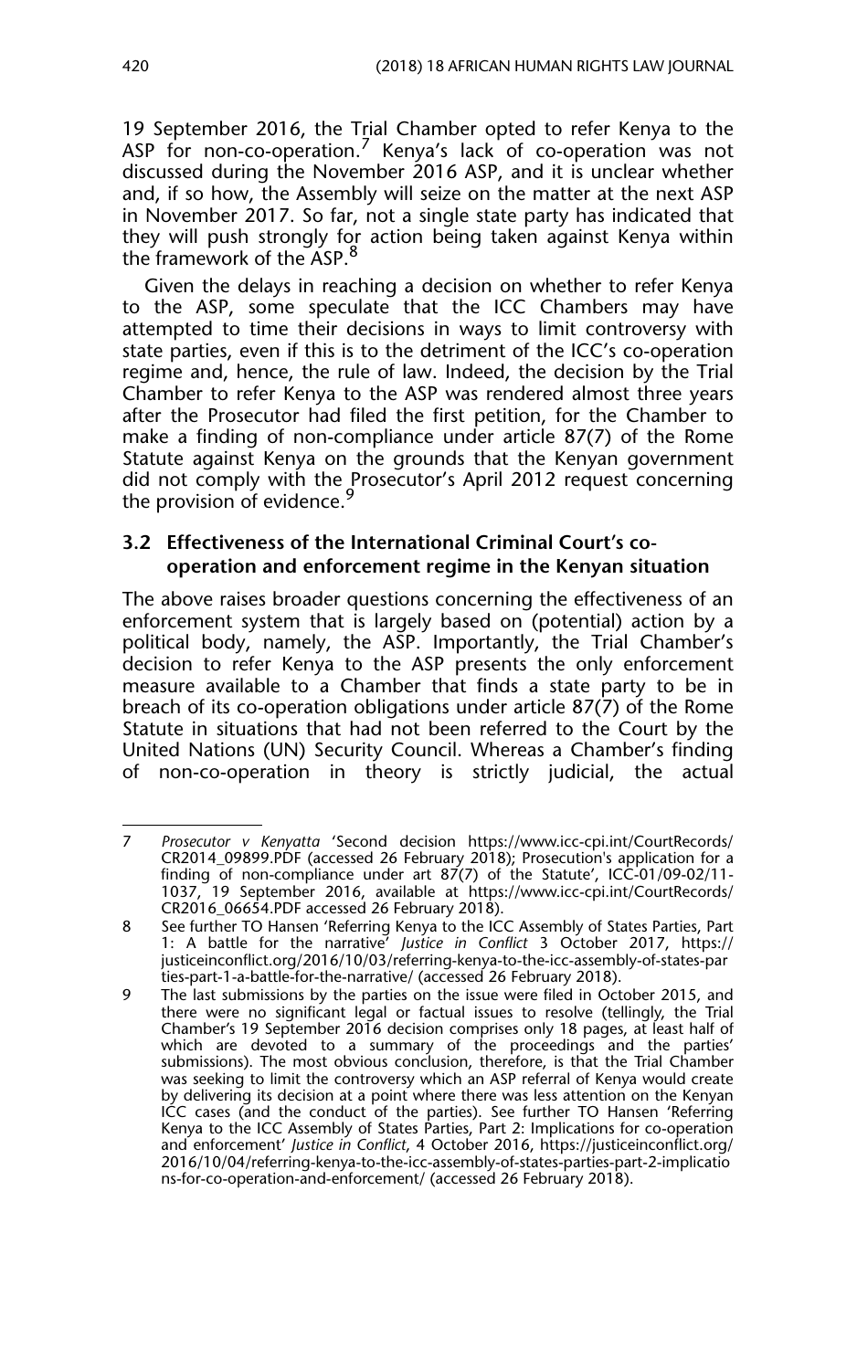19 September 2016, the Trial Chamber opted to refer Kenya to the ASP for non-co-operation.[7] Kenya's lack of co-operation was not discussed during the November 2016 ASP, and it is unclear whether and, if so how, the Assembly will seize on the matter at the next ASP in November 2017. So far, not a single state party has indicated that they will push strongly for action being taken against Kenya within the framework of the ASP.[8]

Given the delays in reaching a decision on whether to refer Kenya to the ASP, some speculate that the ICC Chambers may have attempted to time their decisions in ways to limit controversy with state parties, even if this is to the detriment of the ICC's co-operation regime and, hence, the rule of law. Indeed, the decision by the Trial Chamber to refer Kenya to the ASP was rendered almost three years after the Prosecutor had filed the first petition, for the Chamber to make a finding of non-compliance under article 87(7) of the Rome Statute against Kenya on the grounds that the Kenyan government did not comply with the Prosecutor's April 2012 request concerning the provision of evidence.[9]

### 3.2 Effectiveness of the International Criminal Court's co-operation and enforcement regime in the Kenyan situation

The above raises broader questions concerning the effectiveness of an enforcement system that is largely based on (potential) action by a political body, namely, the ASP. Importantly, the Trial Chamber's decision to refer Kenya to the ASP presents the only enforcement measure available to a Chamber that finds a state party to be in breach of its co-operation obligations under article 87(7) of the Rome Statute in situations that had not been referred to the Court by the United Nations (UN) Security Council. Whereas a Chamber's finding of non-co-operation in theory is strictly judicial, the actual

---

7 *Prosecutor v Kenyatta* 'Second decision https://www.icc-cpi.int/CourtRecords/CR2014_09899.PDF (accessed 26 February 2018); Prosecution's application for a finding of non-compliance under art 87(7) of the Statute', ICC-01/09-02/11-1037, 19 September 2016, available at https://www.icc-cpi.int/CourtRecords/CR2016_06654.PDF accessed 26 February 2018).

8 See further TO Hansen 'Referring Kenya to the ICC Assembly of States Parties, Part 1: A battle for the narrative' *Justice in Conflict* 3 October 2017, https://justiceinconflict.org/2016/10/03/referring-kenya-to-the-icc-assembly-of-states-parties-part-1-a-battle-for-the-narrative/ (accessed 26 February 2018).

9 The last submissions by the parties on the issue were filed in October 2015, and there were no significant legal or factual issues to resolve (tellingly, the Trial Chamber's 19 September 2016 decision comprises only 18 pages, at least half of which are devoted to a summary of the proceedings and the parties' submissions). The most obvious conclusion, therefore, is that the Trial Chamber was seeking to limit the controversy which an ASP referral of Kenya would create by delivering its decision at a point where there was less attention on the Kenyan ICC cases (and the conduct of the parties). See further TO Hansen 'Referring Kenya to the ICC Assembly of States Parties, Part 2: Implications for co-operation and enforcement' *Justice in Conflict*, 4 October 2016, https://justiceinconflict.org/2016/10/04/referring-kenya-to-the-icc-assembly-of-states-parties-part-2-implications-for-co-operation-and-enforcement/ (accessed 26 February 2018).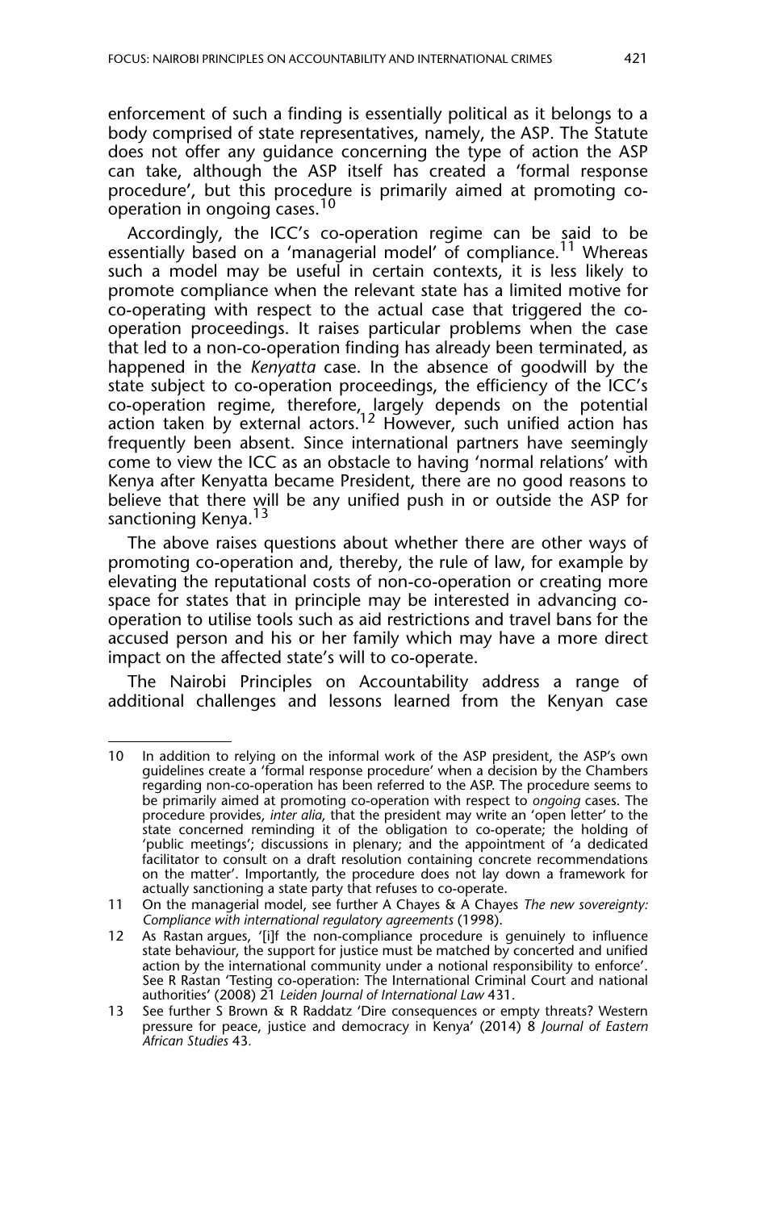enforcement of such a finding is essentially political as it belongs to a body comprised of state representatives, namely, the ASP. The Statute does not offer any guidance concerning the type of action the ASP can take, although the ASP itself has created a 'formal response procedure', but this procedure is primarily aimed at promoting co-operation in ongoing cases.[10]

Accordingly, the ICC's co-operation regime can be said to be essentially based on a 'managerial model' of compliance.[11] Whereas such a model may be useful in certain contexts, it is less likely to promote compliance when the relevant state has a limited motive for co-operating with respect to the actual case that triggered the co-operation proceedings. It raises particular problems when the case that led to a non-co-operation finding has already been terminated, as happened in the *Kenyatta* case. In the absence of goodwill by the state subject to co-operation proceedings, the efficiency of the ICC's co-operation regime, therefore, largely depends on the potential action taken by external actors.[12] However, such unified action has frequently been absent. Since international partners have seemingly come to view the ICC as an obstacle to having 'normal relations' with Kenya after Kenyatta became President, there are no good reasons to believe that there will be any unified push in or outside the ASP for sanctioning Kenya.[13]

The above raises questions about whether there are other ways of promoting co-operation and, thereby, the rule of law, for example by elevating the reputational costs of non-co-operation or creating more space for states that in principle may be interested in advancing co-operation to utilise tools such as aid restrictions and travel bans for the accused person and his or her family which may have a more direct impact on the affected state's will to co-operate.

The Nairobi Principles on Accountability address a range of additional challenges and lessons learned from the Kenyan case

---

10 In addition to relying on the informal work of the ASP president, the ASP's own guidelines create a 'formal response procedure' when a decision by the Chambers regarding non-co-operation has been referred to the ASP. The procedure seems to be primarily aimed at promoting co-operation with respect to *ongoing* cases. The procedure provides, *inter alia*, that the president may write an 'open letter' to the state concerned reminding it of the obligation to co-operate; the holding of 'public meetings'; discussions in plenary; and the appointment of 'a dedicated facilitator to consult on a draft resolution containing concrete recommendations on the matter'. Importantly, the procedure does not lay down a framework for actually sanctioning a state party that refuses to co-operate.

11 On the managerial model, see further A Chayes & A Chayes *The new sovereignty: Compliance with international regulatory agreements* (1998).

12 As Rastan argues, '[i]f the non-compliance procedure is genuinely to influence state behaviour, the support for justice must be matched by concerted and unified action by the international community under a notional responsibility to enforce'. See R Rastan 'Testing co-operation: The International Criminal Court and national authorities' (2008) 21 *Leiden Journal of International Law* 431.

13 See further S Brown & R Raddatz 'Dire consequences or empty threats? Western pressure for peace, justice and democracy in Kenya' (2014) 8 *Journal of Eastern African Studies* 43.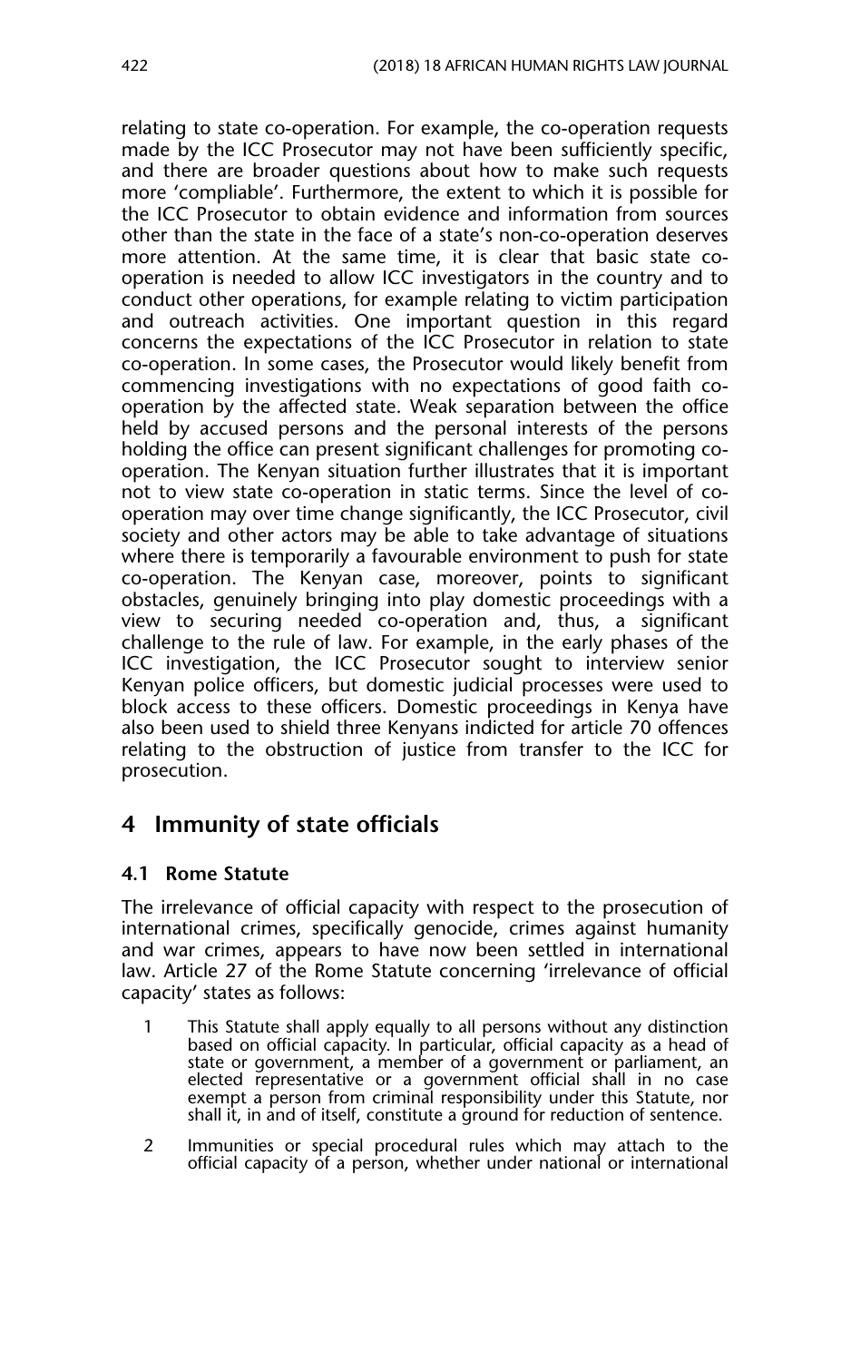relating to state co-operation. For example, the co-operation requests made by the ICC Prosecutor may not have been sufficiently specific, and there are broader questions about how to make such requests more 'compliable'. Furthermore, the extent to which it is possible for the ICC Prosecutor to obtain evidence and information from sources other than the state in the face of a state's non-co-operation deserves more attention. At the same time, it is clear that basic state co-operation is needed to allow ICC investigators in the country and to conduct other operations, for example relating to victim participation and outreach activities. One important question in this regard concerns the expectations of the ICC Prosecutor in relation to state co-operation. In some cases, the Prosecutor would likely benefit from commencing investigations with no expectations of good faith co-operation by the affected state. Weak separation between the office held by accused persons and the personal interests of the persons holding the office can present significant challenges for promoting co-operation. The Kenyan situation further illustrates that it is important not to view state co-operation in static terms. Since the level of co-operation may over time change significantly, the ICC Prosecutor, civil society and other actors may be able to take advantage of situations where there is temporarily a favourable environment to push for state co-operation. The Kenyan case, moreover, points to significant obstacles, genuinely bringing into play domestic proceedings with a view to securing needed co-operation and, thus, a significant challenge to the rule of law. For example, in the early phases of the ICC investigation, the ICC Prosecutor sought to interview senior Kenyan police officers, but domestic judicial processes were used to block access to these officers. Domestic proceedings in Kenya have also been used to shield three Kenyans indicted for article 70 offences relating to the obstruction of justice from transfer to the ICC for prosecution.

## 4 Immunity of state officials

### 4.1 Rome Statute

The irrelevance of official capacity with respect to the prosecution of international crimes, specifically genocide, crimes against humanity and war crimes, appears to have now been settled in international law. Article 27 of the Rome Statute concerning 'irrelevance of official capacity' states as follows:

> 1 This Statute shall apply equally to all persons without any distinction based on official capacity. In particular, official capacity as a head of state or government, a member of a government or parliament, an elected representative or a government official shall in no case exempt a person from criminal responsibility under this Statute, nor shall it, in and of itself, constitute a ground for reduction of sentence.
>
> 2 Immunities or special procedural rules which may attach to the official capacity of a person, whether under national or international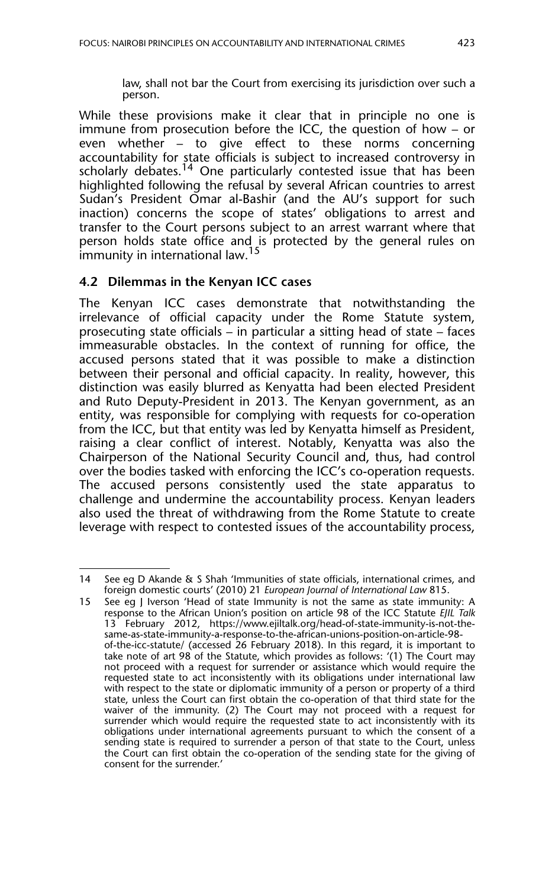law, shall not bar the Court from exercising its jurisdiction over such a person.

While these provisions make it clear that in principle no one is immune from prosecution before the ICC, the question of how – or even whether – to give effect to these norms concerning accountability for state officials is subject to increased controversy in scholarly debates.[14] One particularly contested issue that has been highlighted following the refusal by several African countries to arrest Sudan's President Omar al-Bashir (and the AU's support for such inaction) concerns the scope of states' obligations to arrest and transfer to the Court persons subject to an arrest warrant where that person holds state office and is protected by the general rules on immunity in international law.[15]

### 4.2 Dilemmas in the Kenyan ICC cases

The Kenyan ICC cases demonstrate that notwithstanding the irrelevance of official capacity under the Rome Statute system, prosecuting state officials – in particular a sitting head of state – faces immeasurable obstacles. In the context of running for office, the accused persons stated that it was possible to make a distinction between their personal and official capacity. In reality, however, this distinction was easily blurred as Kenyatta had been elected President and Ruto Deputy-President in 2013. The Kenyan government, as an entity, was responsible for complying with requests for co-operation from the ICC, but that entity was led by Kenyatta himself as President, raising a clear conflict of interest. Notably, Kenyatta was also the Chairperson of the National Security Council and, thus, had control over the bodies tasked with enforcing the ICC's co-operation requests. The accused persons consistently used the state apparatus to challenge and undermine the accountability process. Kenyan leaders also used the threat of withdrawing from the Rome Statute to create leverage with respect to contested issues of the accountability process,

---

14 See eg D Akande & S Shah 'Immunities of state officials, international crimes, and foreign domestic courts' (2010) 21 *European Journal of International Law* 815.

15 See eg J Iverson 'Head of state Immunity is not the same as state immunity: A response to the African Union's position on article 98 of the ICC Statute *EJIL Talk* 13 February 2012, https://www.ejiltalk.org/head-of-state-immunity-is-not-the-same-as-state-immunity-a-response-to-the-african-unions-position-on-article-98-of-the-icc-statute/ (accessed 26 February 2018). In this regard, it is important to take note of art 98 of the Statute, which provides as follows: '(1) The Court may not proceed with a request for surrender or assistance which would require the requested state to act inconsistently with its obligations under international law with respect to the state or diplomatic immunity of a person or property of a third state, unless the Court can first obtain the co-operation of that third state for the waiver of the immunity. (2) The Court may not proceed with a request for surrender which would require the requested state to act inconsistently with its obligations under international agreements pursuant to which the consent of a sending state is required to surrender a person of that state to the Court, unless the Court can first obtain the co-operation of the sending state for the giving of consent for the surrender.'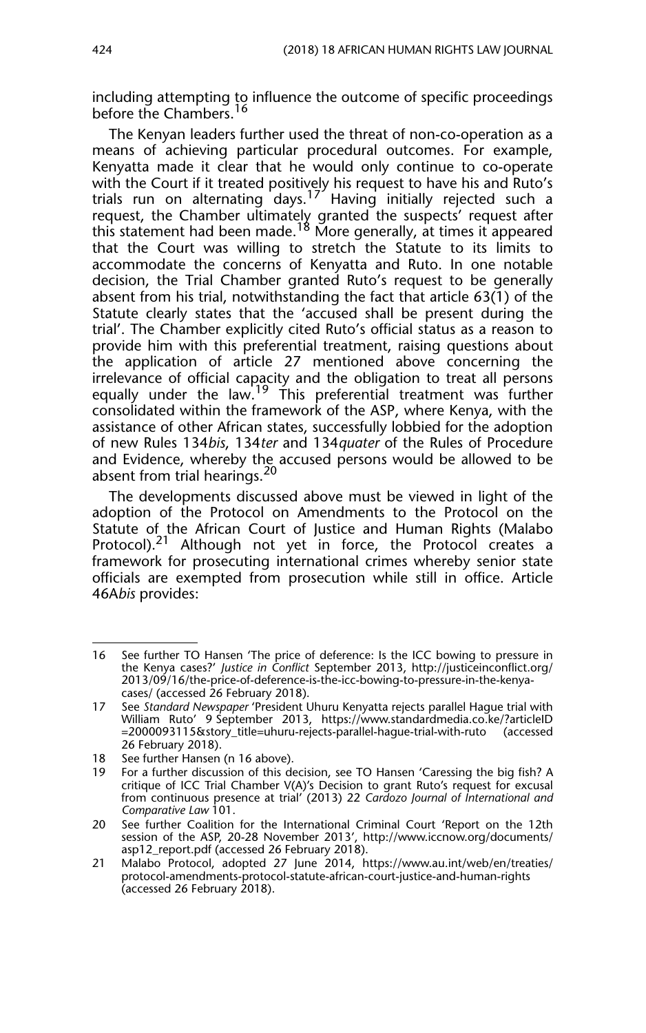including attempting to influence the outcome of specific proceedings before the Chambers.[16]

The Kenyan leaders further used the threat of non-co-operation as a means of achieving particular procedural outcomes. For example, Kenyatta made it clear that he would only continue to co-operate with the Court if it treated positively his request to have his and Ruto's trials run on alternating days.[17] Having initially rejected such a request, the Chamber ultimately granted the suspects' request after this statement had been made.[18] More generally, at times it appeared that the Court was willing to stretch the Statute to its limits to accommodate the concerns of Kenyatta and Ruto. In one notable decision, the Trial Chamber granted Ruto's request to be generally absent from his trial, notwithstanding the fact that article 63(1) of the Statute clearly states that the 'accused shall be present during the trial'. The Chamber explicitly cited Ruto's official status as a reason to provide him with this preferential treatment, raising questions about the application of article 27 mentioned above concerning the irrelevance of official capacity and the obligation to treat all persons equally under the law.[19] This preferential treatment was further consolidated within the framework of the ASP, where Kenya, with the assistance of other African states, successfully lobbied for the adoption of new Rules 134*bis*, 134*ter* and 134*quater* of the Rules of Procedure and Evidence, whereby the accused persons would be allowed to be absent from trial hearings.[20]

The developments discussed above must be viewed in light of the adoption of the Protocol on Amendments to the Protocol on the Statute of the African Court of Justice and Human Rights (Malabo Protocol).[21] Although not yet in force, the Protocol creates a framework for prosecuting international crimes whereby senior state officials are exempted from prosecution while still in office. Article 46A*bis* provides:

---

16 See further TO Hansen 'The price of deference: Is the ICC bowing to pressure in the Kenya cases?' *Justice in Conflict* September 2013, http://justiceinconflict.org/2013/09/16/the-price-of-deference-is-the-icc-bowing-to-pressure-in-the-kenya-cases/ (accessed 26 February 2018).

17 See *Standard Newspaper* 'President Uhuru Kenyatta rejects parallel Hague trial with William Ruto' 9 September 2013, https://www.standardmedia.co.ke/?articleID=2000093115&story_title=uhuru-rejects-parallel-hague-trial-with-ruto (accessed 26 February 2018).

18 See further Hansen (n 16 above).

19 For a further discussion of this decision, see TO Hansen 'Caressing the big fish? A critique of ICC Trial Chamber V(A)'s Decision to grant Ruto's request for excusal from continuous presence at trial' (2013) 22 *Cardozo Journal of International and Comparative Law* 101.

20 See further Coalition for the International Criminal Court 'Report on the 12th session of the ASP, 20-28 November 2013', http://www.iccnow.org/documents/asp12_report.pdf (accessed 26 February 2018).

21 Malabo Protocol, adopted 27 June 2014, https://www.au.int/web/en/treaties/protocol-amendments-protocol-statute-african-court-justice-and-human-rights (accessed 26 February 2018).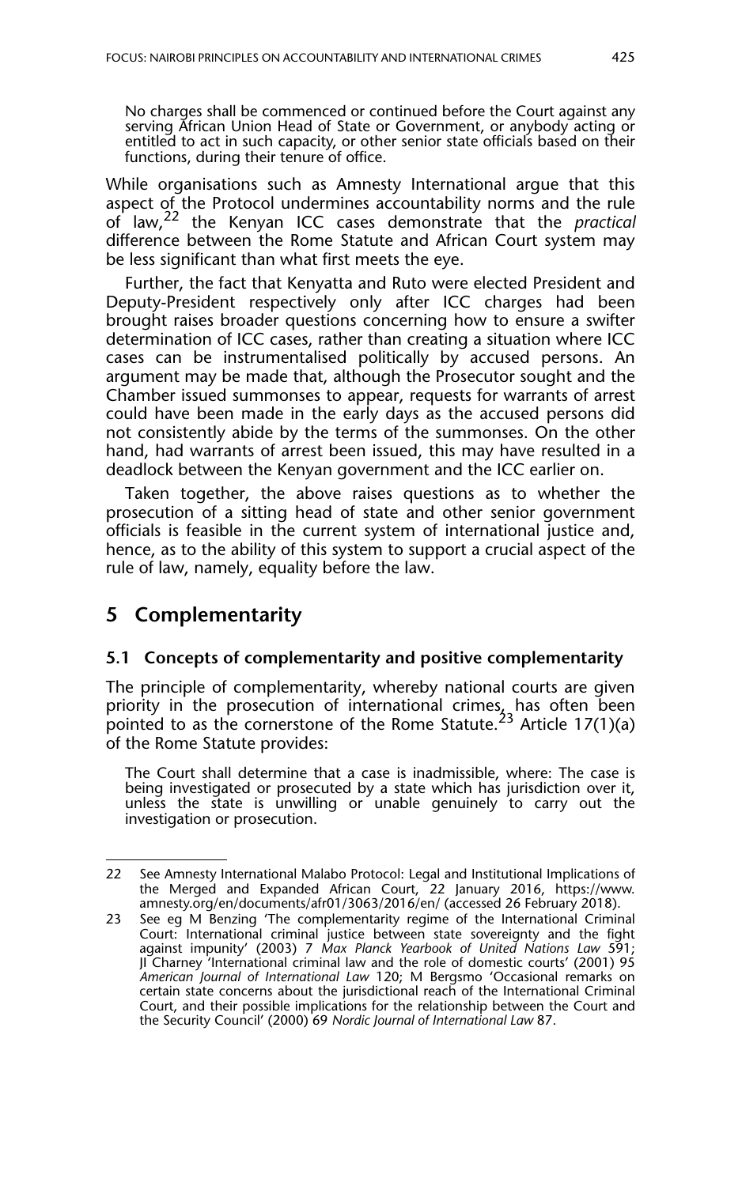> No charges shall be commenced or continued before the Court against any serving African Union Head of State or Government, or anybody acting or entitled to act in such capacity, or other senior state officials based on their functions, during their tenure of office.

While organisations such as Amnesty International argue that this aspect of the Protocol undermines accountability norms and the rule of law,[22] the Kenyan ICC cases demonstrate that the *practical* difference between the Rome Statute and African Court system may be less significant than what first meets the eye.

Further, the fact that Kenyatta and Ruto were elected President and Deputy-President respectively only after ICC charges had been brought raises broader questions concerning how to ensure a swifter determination of ICC cases, rather than creating a situation where ICC cases can be instrumentalised politically by accused persons. An argument may be made that, although the Prosecutor sought and the Chamber issued summonses to appear, requests for warrants of arrest could have been made in the early days as the accused persons did not consistently abide by the terms of the summonses. On the other hand, had warrants of arrest been issued, this may have resulted in a deadlock between the Kenyan government and the ICC earlier on.

Taken together, the above raises questions as to whether the prosecution of a sitting head of state and other senior government officials is feasible in the current system of international justice and, hence, as to the ability of this system to support a crucial aspect of the rule of law, namely, equality before the law.

## 5 Complementarity

### 5.1 Concepts of complementarity and positive complementarity

The principle of complementarity, whereby national courts are given priority in the prosecution of international crimes, has often been pointed to as the cornerstone of the Rome Statute.[23] Article 17(1)(a) of the Rome Statute provides:

> The Court shall determine that a case is inadmissible, where: The case is being investigated or prosecuted by a state which has jurisdiction over it, unless the state is unwilling or unable genuinely to carry out the investigation or prosecution.

---

22 See Amnesty International Malabo Protocol: Legal and Institutional Implications of the Merged and Expanded African Court, 22 January 2016, https://www.amnesty.org/en/documents/afr01/3063/2016/en/ (accessed 26 February 2018).

23 See eg M Benzing 'The complementarity regime of the International Criminal Court: International criminal justice between state sovereignty and the fight against impunity' (2003) 7 *Max Planck Yearbook of United Nations Law* 591; JI Charney 'International criminal law and the role of domestic courts' (2001) 95 *American Journal of International Law* 120; M Bergsmo 'Occasional remarks on certain state concerns about the jurisdictional reach of the International Criminal Court, and their possible implications for the relationship between the Court and the Security Council' (2000) 69 *Nordic Journal of International Law* 87.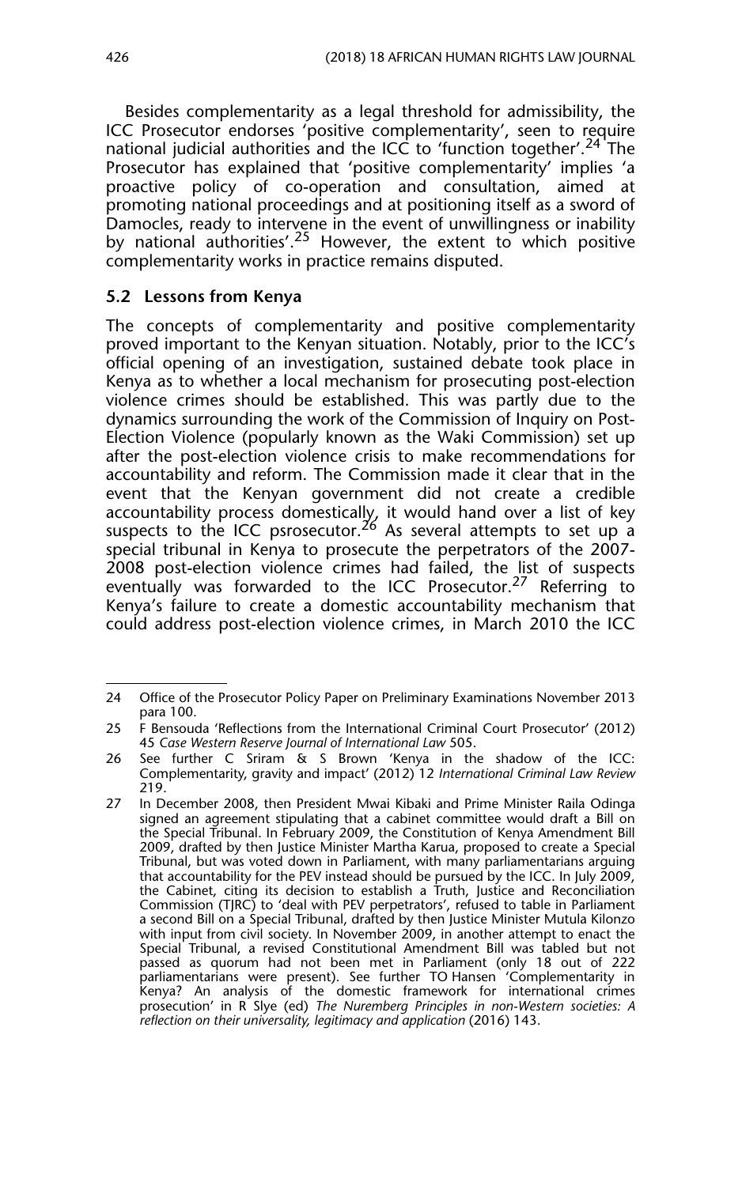Besides complementarity as a legal threshold for admissibility, the ICC Prosecutor endorses 'positive complementarity', seen to require national judicial authorities and the ICC to 'function together'.[24] The Prosecutor has explained that 'positive complementarity' implies 'a proactive policy of co-operation and consultation, aimed at promoting national proceedings and at positioning itself as a sword of Damocles, ready to intervene in the event of unwillingness or inability by national authorities'.[25] However, the extent to which positive complementarity works in practice remains disputed.

### 5.2 Lessons from Kenya

The concepts of complementarity and positive complementarity proved important to the Kenyan situation. Notably, prior to the ICC's official opening of an investigation, sustained debate took place in Kenya as to whether a local mechanism for prosecuting post-election violence crimes should be established. This was partly due to the dynamics surrounding the work of the Commission of Inquiry on Post-Election Violence (popularly known as the Waki Commission) set up after the post-election violence crisis to make recommendations for accountability and reform. The Commission made it clear that in the event that the Kenyan government did not create a credible accountability process domestically, it would hand over a list of key suspects to the ICC psrosecutor.[26] As several attempts to set up a special tribunal in Kenya to prosecute the perpetrators of the 2007-2008 post-election violence crimes had failed, the list of suspects eventually was forwarded to the ICC Prosecutor.[27] Referring to Kenya's failure to create a domestic accountability mechanism that could address post-election violence crimes, in March 2010 the ICC

---

24 Office of the Prosecutor Policy Paper on Preliminary Examinations November 2013 para 100.

25 F Bensouda 'Reflections from the International Criminal Court Prosecutor' (2012) 45 *Case Western Reserve Journal of International Law* 505.

26 See further C Sriram & S Brown 'Kenya in the shadow of the ICC: Complementarity, gravity and impact' (2012) 12 *International Criminal Law Review* 219.

27 In December 2008, then President Mwai Kibaki and Prime Minister Raila Odinga signed an agreement stipulating that a cabinet committee would draft a Bill on the Special Tribunal. In February 2009, the Constitution of Kenya Amendment Bill 2009, drafted by then Justice Minister Martha Karua, proposed to create a Special Tribunal, but was voted down in Parliament, with many parliamentarians arguing that accountability for the PEV instead should be pursued by the ICC. In July 2009, the Cabinet, citing its decision to establish a Truth, Justice and Reconciliation Commission (TJRC) to 'deal with PEV perpetrators', refused to table in Parliament a second Bill on a Special Tribunal, drafted by then Justice Minister Mutula Kilonzo with input from civil society. In November 2009, in another attempt to enact the Special Tribunal, a revised Constitutional Amendment Bill was tabled but not passed as quorum had not been met in Parliament (only 18 out of 222 parliamentarians were present). See further TO Hansen 'Complementarity in Kenya? An analysis of the domestic framework for international crimes prosecution' in R Slye (ed) *The Nuremberg Principles in non-Western societies: A reflection on their universality, legitimacy and application* (2016) 143.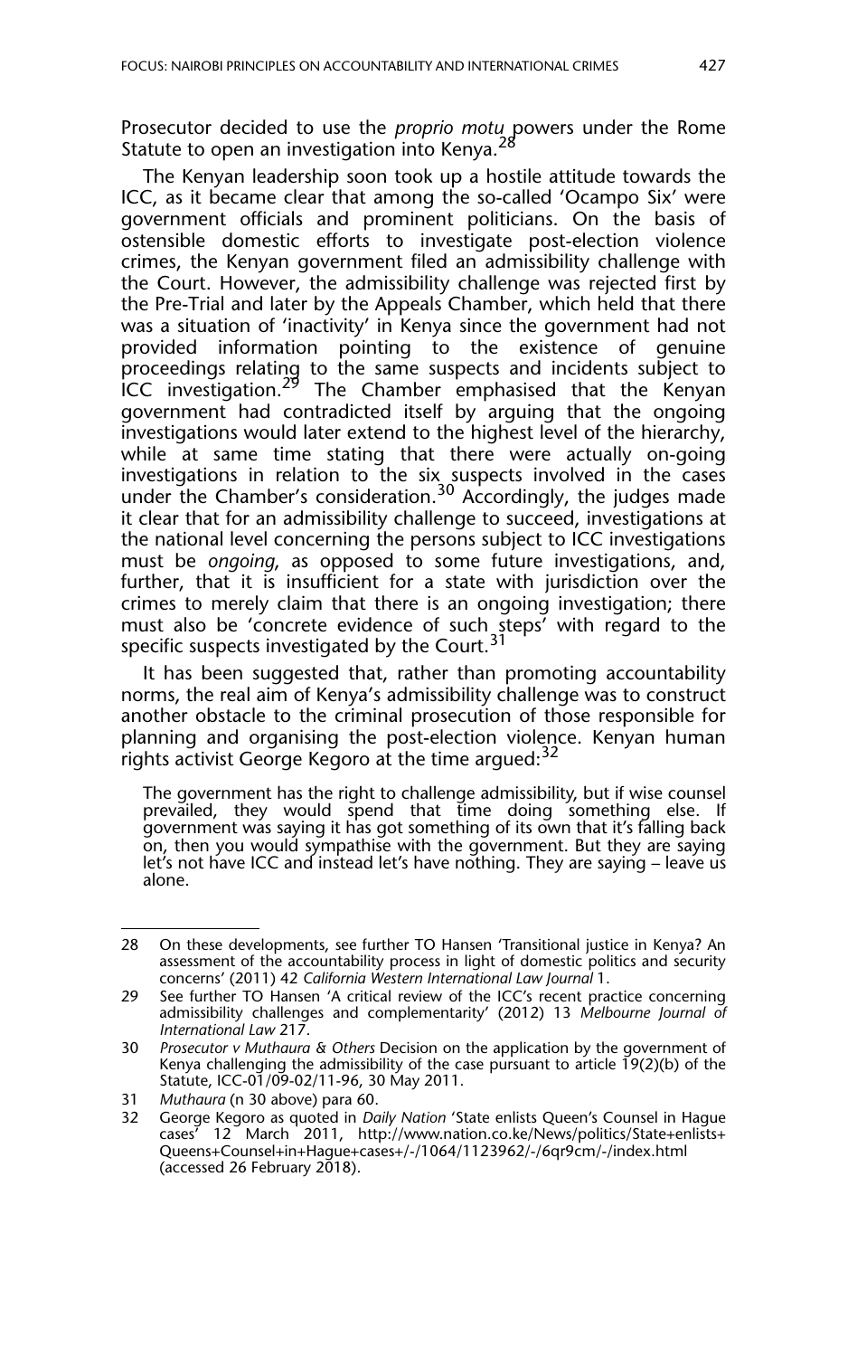Prosecutor decided to use the *proprio motu* powers under the Rome Statute to open an investigation into Kenya.[28]

The Kenyan leadership soon took up a hostile attitude towards the ICC, as it became clear that among the so-called 'Ocampo Six' were government officials and prominent politicians. On the basis of ostensible domestic efforts to investigate post-election violence crimes, the Kenyan government filed an admissibility challenge with the Court. However, the admissibility challenge was rejected first by the Pre-Trial and later by the Appeals Chamber, which held that there was a situation of 'inactivity' in Kenya since the government had not provided information pointing to the existence of genuine proceedings relating to the same suspects and incidents subject to ICC investigation.[29] The Chamber emphasised that the Kenyan government had contradicted itself by arguing that the ongoing investigations would later extend to the highest level of the hierarchy, while at same time stating that there were actually on-going investigations in relation to the six suspects involved in the cases under the Chamber's consideration.[30] Accordingly, the judges made it clear that for an admissibility challenge to succeed, investigations at the national level concerning the persons subject to ICC investigations must be *ongoing*, as opposed to some future investigations, and, further, that it is insufficient for a state with jurisdiction over the crimes to merely claim that there is an ongoing investigation; there must also be 'concrete evidence of such steps' with regard to the specific suspects investigated by the Court.[31]

It has been suggested that, rather than promoting accountability norms, the real aim of Kenya's admissibility challenge was to construct another obstacle to the criminal prosecution of those responsible for planning and organising the post-election violence. Kenyan human rights activist George Kegoro at the time argued:[32]

> The government has the right to challenge admissibility, but if wise counsel prevailed, they would spend that time doing something else. If government was saying it has got something of its own that it's falling back on, then you would sympathise with the government. But they are saying let's not have ICC and instead let's have nothing. They are saying – leave us alone.

---

28 On these developments, see further TO Hansen 'Transitional justice in Kenya? An assessment of the accountability process in light of domestic politics and security concerns' (2011) 42 *California Western International Law Journal* 1.

29 See further TO Hansen 'A critical review of the ICC's recent practice concerning admissibility challenges and complementarity' (2012) 13 *Melbourne Journal of International Law* 217.

30 *Prosecutor v Muthaura & Others* Decision on the application by the government of Kenya challenging the admissibility of the case pursuant to article 19(2)(b) of the Statute, ICC-01/09-02/11-96, 30 May 2011.

31 *Muthaura* (n 30 above) para 60.

32 George Kegoro as quoted in *Daily Nation* 'State enlists Queen's Counsel in Hague cases' 12 March 2011, http://www.nation.co.ke/News/politics/State+enlists+Queens+Counsel+in+Hague+cases+/-/1064/1123962/-/6qr9cm/-/index.html (accessed 26 February 2018).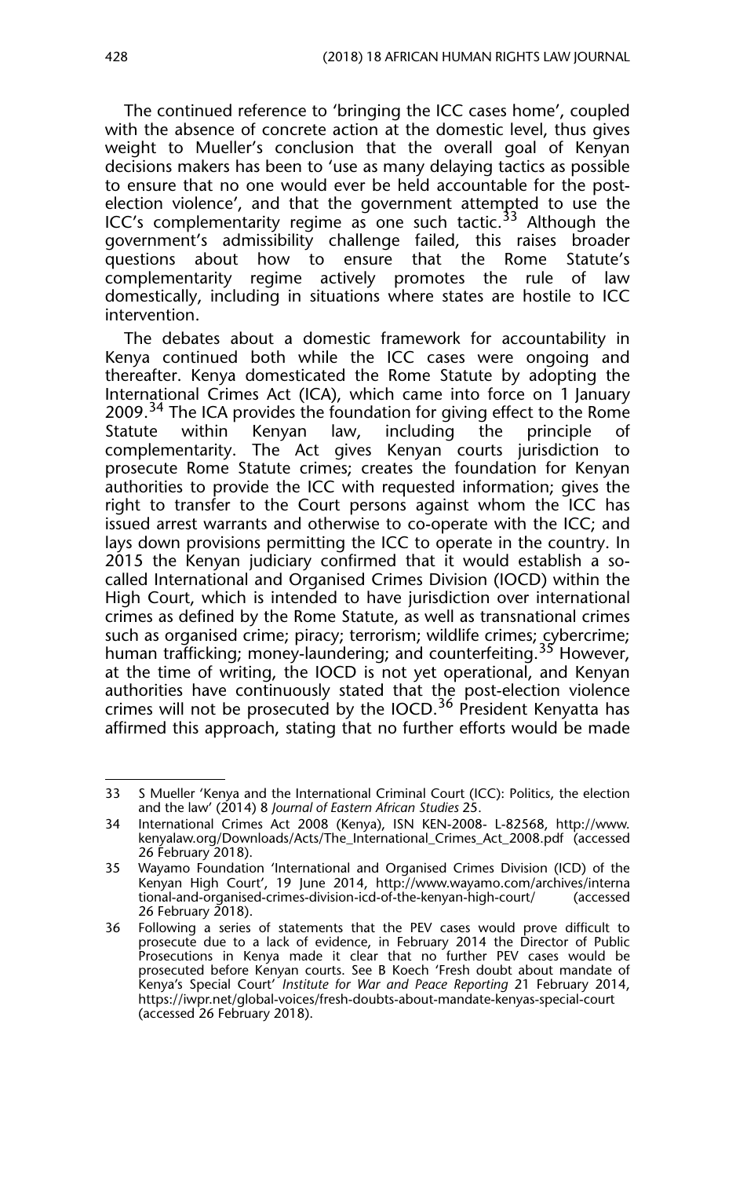The continued reference to 'bringing the ICC cases home', coupled with the absence of concrete action at the domestic level, thus gives weight to Mueller's conclusion that the overall goal of Kenyan decisions makers has been to 'use as many delaying tactics as possible to ensure that no one would ever be held accountable for the post-election violence', and that the government attempted to use the ICC's complementarity regime as one such tactic.[33] Although the government's admissibility challenge failed, this raises broader questions about how to ensure that the Rome Statute's complementarity regime actively promotes the rule of law domestically, including in situations where states are hostile to ICC intervention.

The debates about a domestic framework for accountability in Kenya continued both while the ICC cases were ongoing and thereafter. Kenya domesticated the Rome Statute by adopting the International Crimes Act (ICA), which came into force on 1 January 2009.[34] The ICA provides the foundation for giving effect to the Rome Statute within Kenyan law, including the principle of complementarity. The Act gives Kenyan courts jurisdiction to prosecute Rome Statute crimes; creates the foundation for Kenyan authorities to provide the ICC with requested information; gives the right to transfer to the Court persons against whom the ICC has issued arrest warrants and otherwise to co-operate with the ICC; and lays down provisions permitting the ICC to operate in the country. In 2015 the Kenyan judiciary confirmed that it would establish a so-called International and Organised Crimes Division (IOCD) within the High Court, which is intended to have jurisdiction over international crimes as defined by the Rome Statute, as well as transnational crimes such as organised crime; piracy; terrorism; wildlife crimes; cybercrime; human trafficking; money-laundering; and counterfeiting.[35] However, at the time of writing, the IOCD is not yet operational, and Kenyan authorities have continuously stated that the post-election violence crimes will not be prosecuted by the IOCD.[36] President Kenyatta has affirmed this approach, stating that no further efforts would be made

---

33 S Mueller 'Kenya and the International Criminal Court (ICC): Politics, the election and the law' (2014) 8 *Journal of Eastern African Studies* 25.

34 International Crimes Act 2008 (Kenya), ISN KEN-2008- L-82568, http://www.kenyalaw.org/Downloads/Acts/The_International_Crimes_Act_2008.pdf (accessed 26 February 2018).

35 Wayamo Foundation 'International and Organised Crimes Division (ICD) of the Kenyan High Court', 19 June 2014, http://www.wayamo.com/archives/international-and-organised-crimes-division-icd-of-the-kenyan-high-court/ (accessed 26 February 2018).

36 Following a series of statements that the PEV cases would prove difficult to prosecute due to a lack of evidence, in February 2014 the Director of Public Prosecutions in Kenya made it clear that no further PEV cases would be prosecuted before Kenyan courts. See B Koech 'Fresh doubt about mandate of Kenya's Special Court' *Institute for War and Peace Reporting* 21 February 2014, https://iwpr.net/global-voices/fresh-doubts-about-mandate-kenyas-special-court (accessed 26 February 2018).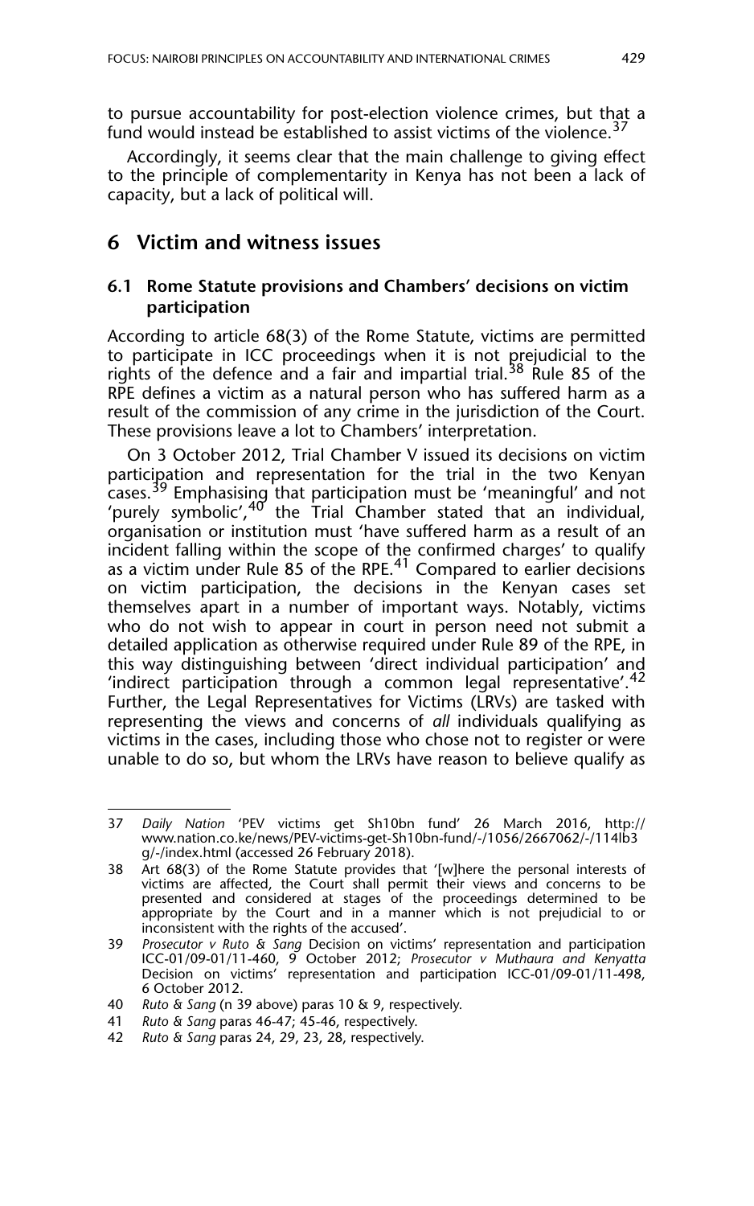to pursue accountability for post-election violence crimes, but that a fund would instead be established to assist victims of the violence.[37]

Accordingly, it seems clear that the main challenge to giving effect to the principle of complementarity in Kenya has not been a lack of capacity, but a lack of political will.

## 6 Victim and witness issues

### 6.1 Rome Statute provisions and Chambers' decisions on victim participation

According to article 68(3) of the Rome Statute, victims are permitted to participate in ICC proceedings when it is not prejudicial to the rights of the defence and a fair and impartial trial.[38] Rule 85 of the RPE defines a victim as a natural person who has suffered harm as a result of the commission of any crime in the jurisdiction of the Court. These provisions leave a lot to Chambers' interpretation.

On 3 October 2012, Trial Chamber V issued its decisions on victim participation and representation for the trial in the two Kenyan cases.[39] Emphasising that participation must be 'meaningful' and not 'purely symbolic',[40] the Trial Chamber stated that an individual, organisation or institution must 'have suffered harm as a result of an incident falling within the scope of the confirmed charges' to qualify as a victim under Rule 85 of the RPE.[41] Compared to earlier decisions on victim participation, the decisions in the Kenyan cases set themselves apart in a number of important ways. Notably, victims who do not wish to appear in court in person need not submit a detailed application as otherwise required under Rule 89 of the RPE, in this way distinguishing between 'direct individual participation' and 'indirect participation through a common legal representative'.[42] Further, the Legal Representatives for Victims (LRVs) are tasked with representing the views and concerns of *all* individuals qualifying as victims in the cases, including those who chose not to register or were unable to do so, but whom the LRVs have reason to believe qualify as

---

37 *Daily Nation* 'PEV victims get Sh10bn fund' 26 March 2016, http://www.nation.co.ke/news/PEV-victims-get-Sh10bn-fund/-/1056/2667062/-/114lb3g/-/index.html (accessed 26 February 2018).

38 Art 68(3) of the Rome Statute provides that '[w]here the personal interests of victims are affected, the Court shall permit their views and concerns to be presented and considered at stages of the proceedings determined to be appropriate by the Court and in a manner which is not prejudicial to or inconsistent with the rights of the accused'.

39 *Prosecutor v Ruto & Sang* Decision on victims' representation and participation ICC-01/09-01/11-460, 9 October 2012; *Prosecutor v Muthaura and Kenyatta* Decision on victims' representation and participation ICC-01/09-01/11-498, 6 October 2012.

40 *Ruto & Sang* (n 39 above) paras 10 & 9, respectively.

41 *Ruto & Sang* paras 46-47; 45-46, respectively.

42 *Ruto & Sang* paras 24, 29, 23, 28, respectively.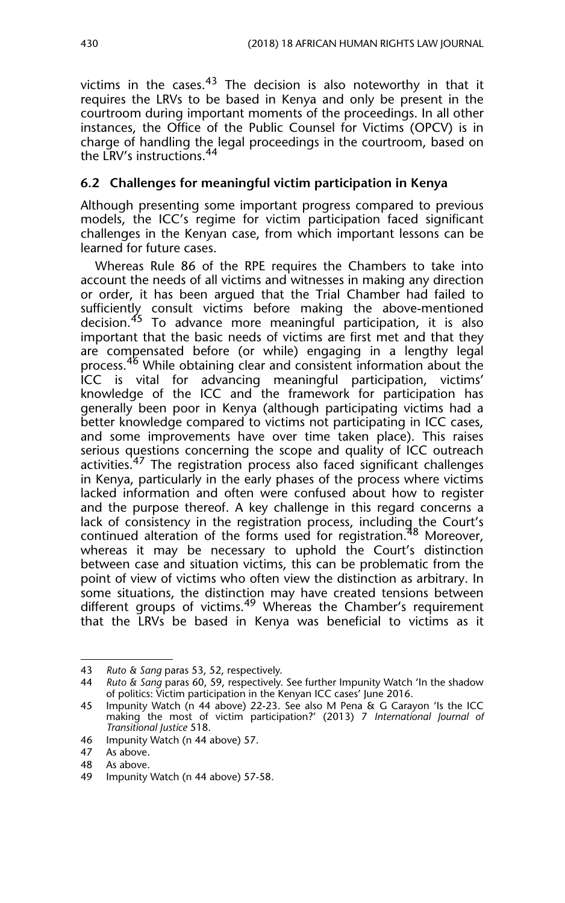victims in the cases.[43] The decision is also noteworthy in that it requires the LRVs to be based in Kenya and only be present in the courtroom during important moments of the proceedings. In all other instances, the Office of the Public Counsel for Victims (OPCV) is in charge of handling the legal proceedings in the courtroom, based on the LRV's instructions.[44]

### 6.2 Challenges for meaningful victim participation in Kenya

Although presenting some important progress compared to previous models, the ICC's regime for victim participation faced significant challenges in the Kenyan case, from which important lessons can be learned for future cases.

Whereas Rule 86 of the RPE requires the Chambers to take into account the needs of all victims and witnesses in making any direction or order, it has been argued that the Trial Chamber had failed to sufficiently consult victims before making the above-mentioned decision.[45] To advance more meaningful participation, it is also important that the basic needs of victims are first met and that they are compensated before (or while) engaging in a lengthy legal process.[46] While obtaining clear and consistent information about the ICC is vital for advancing meaningful participation, victims' knowledge of the ICC and the framework for participation has generally been poor in Kenya (although participating victims had a better knowledge compared to victims not participating in ICC cases, and some improvements have over time taken place). This raises serious questions concerning the scope and quality of ICC outreach activities.[47] The registration process also faced significant challenges in Kenya, particularly in the early phases of the process where victims lacked information and often were confused about how to register and the purpose thereof. A key challenge in this regard concerns a lack of consistency in the registration process, including the Court's continued alteration of the forms used for registration.[48] Moreover, whereas it may be necessary to uphold the Court's distinction between case and situation victims, this can be problematic from the point of view of victims who often view the distinction as arbitrary. In some situations, the distinction may have created tensions between different groups of victims.[49] Whereas the Chamber's requirement that the LRVs be based in Kenya was beneficial to victims as it

---

43 *Ruto & Sang* paras 53, 52, respectively.

44 *Ruto & Sang* paras 60, 59, respectively. See further Impunity Watch 'In the shadow of politics: Victim participation in the Kenyan ICC cases' June 2016.

45 Impunity Watch (n 44 above) 22-23. See also M Pena & G Carayon 'Is the ICC making the most of victim participation?' (2013) 7 *International Journal of Transitional Justice* 518.

46 Impunity Watch (n 44 above) 57.

47 As above.

48 As above.

49 Impunity Watch (n 44 above) 57-58.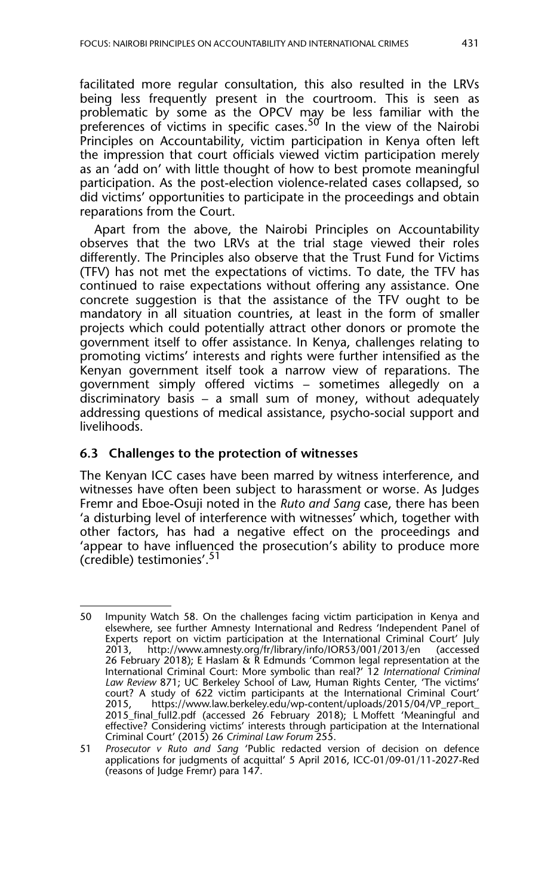facilitated more regular consultation, this also resulted in the LRVs being less frequently present in the courtroom. This is seen as problematic by some as the OPCV may be less familiar with the preferences of victims in specific cases.[50] In the view of the Nairobi Principles on Accountability, victim participation in Kenya often left the impression that court officials viewed victim participation merely as an 'add on' with little thought of how to best promote meaningful participation. As the post-election violence-related cases collapsed, so did victims' opportunities to participate in the proceedings and obtain reparations from the Court.

Apart from the above, the Nairobi Principles on Accountability observes that the two LRVs at the trial stage viewed their roles differently. The Principles also observe that the Trust Fund for Victims (TFV) has not met the expectations of victims. To date, the TFV has continued to raise expectations without offering any assistance. One concrete suggestion is that the assistance of the TFV ought to be mandatory in all situation countries, at least in the form of smaller projects which could potentially attract other donors or promote the government itself to offer assistance. In Kenya, challenges relating to promoting victims' interests and rights were further intensified as the Kenyan government itself took a narrow view of reparations. The government simply offered victims – sometimes allegedly on a discriminatory basis – a small sum of money, without adequately addressing questions of medical assistance, psycho-social support and livelihoods.

### 6.3 Challenges to the protection of witnesses

The Kenyan ICC cases have been marred by witness interference, and witnesses have often been subject to harassment or worse. As Judges Fremr and Eboe-Osuji noted in the *Ruto and Sang* case, there has been 'a disturbing level of interference with witnesses' which, together with other factors, has had a negative effect on the proceedings and 'appear to have influenced the prosecution's ability to produce more (credible) testimonies'.[51]

---

50 Impunity Watch 58. On the challenges facing victim participation in Kenya and elsewhere, see further Amnesty International and Redress 'Independent Panel of Experts report on victim participation at the International Criminal Court' July 2013, http://www.amnesty.org/fr/library/info/IOR53/001/2013/en (accessed 26 February 2018); E Haslam & R Edmunds 'Common legal representation at the International Criminal Court: More symbolic than real?' 12 *International Criminal Law Review* 871; UC Berkeley School of Law, Human Rights Center, 'The victims' court? A study of 622 victim participants at the International Criminal Court' 2015, https://www.law.berkeley.edu/wp-content/uploads/2015/04/VP_report_2015_final_full2.pdf (accessed 26 February 2018); L Moffett 'Meaningful and effective? Considering victims' interests through participation at the International Criminal Court' (2015) 26 *Criminal Law Forum* 255.

51 *Prosecutor v Ruto and Sang* 'Public redacted version of decision on defence applications for judgments of acquittal' 5 April 2016, ICC-01/09-01/11-2027-Red (reasons of Judge Fremr) para 147.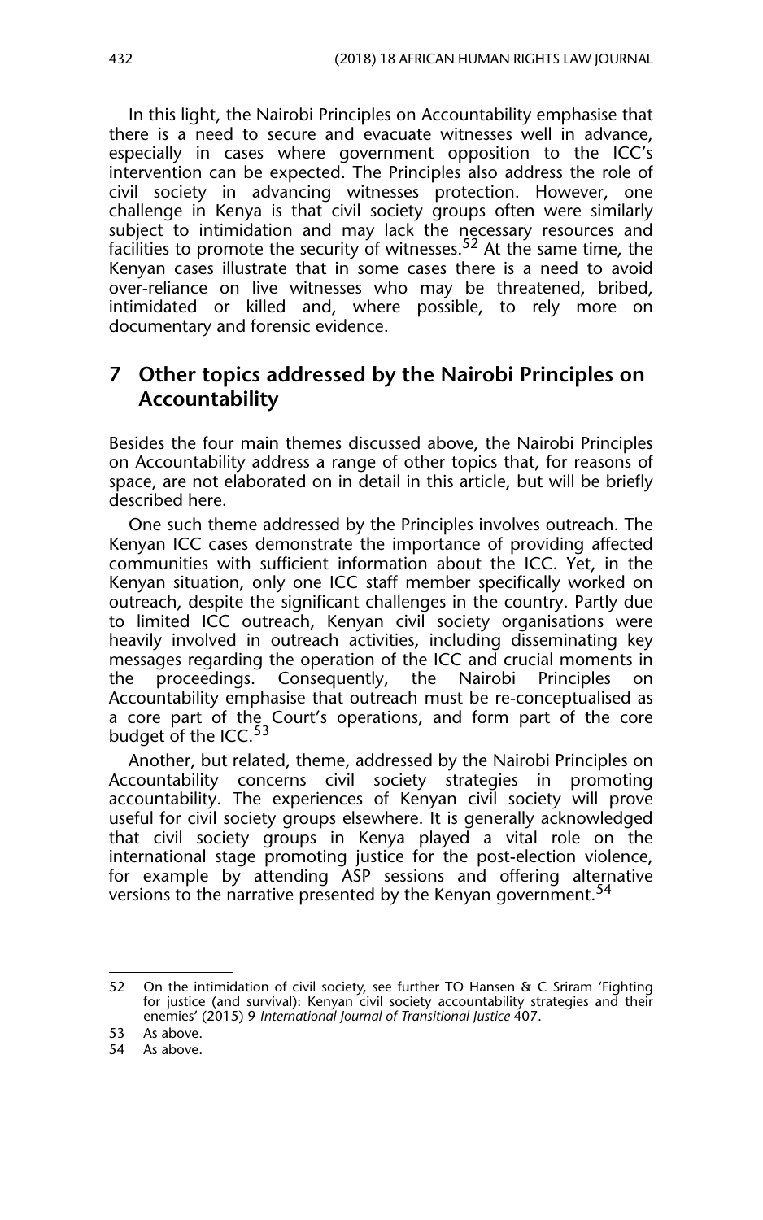In this light, the Nairobi Principles on Accountability emphasise that there is a need to secure and evacuate witnesses well in advance, especially in cases where government opposition to the ICC's intervention can be expected. The Principles also address the role of civil society in advancing witnesses protection. However, one challenge in Kenya is that civil society groups often were similarly subject to intimidation and may lack the necessary resources and facilities to promote the security of witnesses.[52] At the same time, the Kenyan cases illustrate that in some cases there is a need to avoid over-reliance on live witnesses who may be threatened, bribed, intimidated or killed and, where possible, to rely more on documentary and forensic evidence.

## 7 Other topics addressed by the Nairobi Principles on Accountability

Besides the four main themes discussed above, the Nairobi Principles on Accountability address a range of other topics that, for reasons of space, are not elaborated on in detail in this article, but will be briefly described here.

One such theme addressed by the Principles involves outreach. The Kenyan ICC cases demonstrate the importance of providing affected communities with sufficient information about the ICC. Yet, in the Kenyan situation, only one ICC staff member specifically worked on outreach, despite the significant challenges in the country. Partly due to limited ICC outreach, Kenyan civil society organisations were heavily involved in outreach activities, including disseminating key messages regarding the operation of the ICC and crucial moments in the proceedings. Consequently, the Nairobi Principles on Accountability emphasise that outreach must be re-conceptualised as a core part of the Court's operations, and form part of the core budget of the ICC.[53]

Another, but related, theme, addressed by the Nairobi Principles on Accountability concerns civil society strategies in promoting accountability. The experiences of Kenyan civil society will prove useful for civil society groups elsewhere. It is generally acknowledged that civil society groups in Kenya played a vital role on the international stage promoting justice for the post-election violence, for example by attending ASP sessions and offering alternative versions to the narrative presented by the Kenyan government.[54]

---

52 On the intimidation of civil society, see further TO Hansen & C Sriram 'Fighting for justice (and survival): Kenyan civil society accountability strategies and their enemies' (2015) 9 *International Journal of Transitional Justice* 407.

53 As above.

54 As above.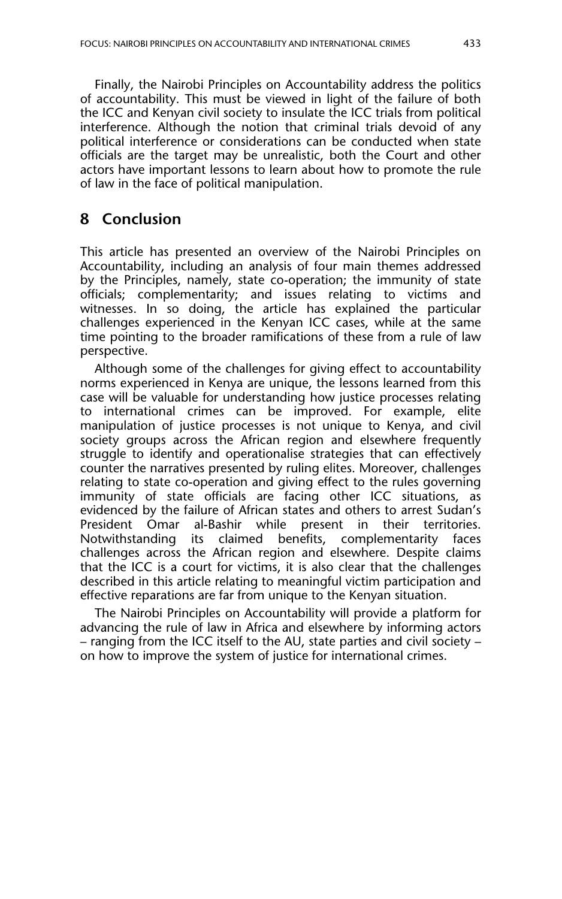Finally, the Nairobi Principles on Accountability address the politics of accountability. This must be viewed in light of the failure of both the ICC and Kenyan civil society to insulate the ICC trials from political interference. Although the notion that criminal trials devoid of any political interference or considerations can be conducted when state officials are the target may be unrealistic, both the Court and other actors have important lessons to learn about how to promote the rule of law in the face of political manipulation.

## 8 Conclusion

This article has presented an overview of the Nairobi Principles on Accountability, including an analysis of four main themes addressed by the Principles, namely, state co-operation; the immunity of state officials; complementarity; and issues relating to victims and witnesses. In so doing, the article has explained the particular challenges experienced in the Kenyan ICC cases, while at the same time pointing to the broader ramifications of these from a rule of law perspective.

Although some of the challenges for giving effect to accountability norms experienced in Kenya are unique, the lessons learned from this case will be valuable for understanding how justice processes relating to international crimes can be improved. For example, elite manipulation of justice processes is not unique to Kenya, and civil society groups across the African region and elsewhere frequently struggle to identify and operationalise strategies that can effectively counter the narratives presented by ruling elites. Moreover, challenges relating to state co-operation and giving effect to the rules governing immunity of state officials are facing other ICC situations, as evidenced by the failure of African states and others to arrest Sudan's President Omar al-Bashir while present in their territories. Notwithstanding its claimed benefits, complementarity faces challenges across the African region and elsewhere. Despite claims that the ICC is a court for victims, it is also clear that the challenges described in this article relating to meaningful victim participation and effective reparations are far from unique to the Kenyan situation.

The Nairobi Principles on Accountability will provide a platform for advancing the rule of law in Africa and elsewhere by informing actors – ranging from the ICC itself to the AU, state parties and civil society – on how to improve the system of justice for international crimes.